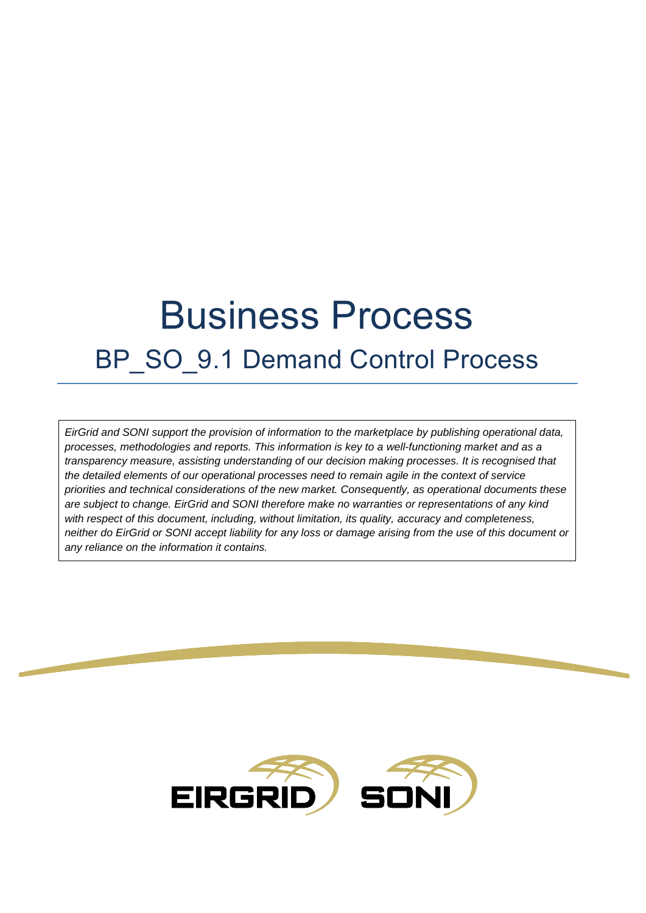# Business Process

## BP_SO_9.1 Demand Control Process

*EirGrid and SONI support the provision of information to the marketplace by publishing operational data, processes, methodologies and reports. This information is key to a well-functioning market and as a transparency measure, assisting understanding of our decision making processes. It is recognised that the detailed elements of our operational processes need to remain agile in the context of service priorities and technical considerations of the new market. Consequently, as operational documents these are subject to change. EirGrid and SONI therefore make no warranties or representations of any kind with respect of this document, including, without limitation, its quality, accuracy and completeness, neither do EirGrid or SONI accept liability for any loss or damage arising from the use of this document or any reliance on the information it contains.*

EIRGRID SONI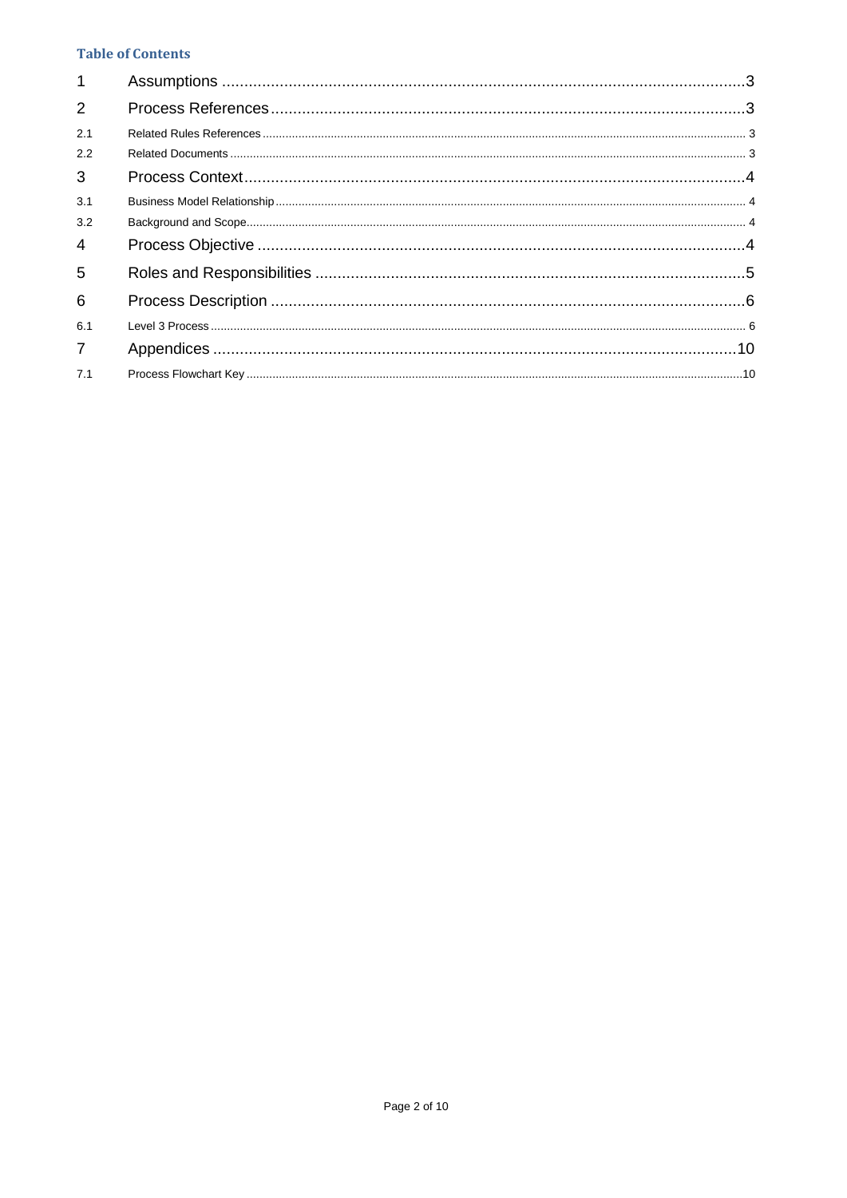**Table of Contents**

| | | |
|---|---|---|
| 1 | Assumptions | 3 |
| 2 | Process References | 3 |
| 2.1 | Related Rules References | 3 |
| 2.2 | Related Documents | 3 |
| 3 | Process Context | 4 |
| 3.1 | Business Model Relationship | 4 |
| 3.2 | Background and Scope | 4 |
| 4 | Process Objective | 4 |
| 5 | Roles and Responsibilities | 5 |
| 6 | Process Description | 6 |
| 6.1 | Level 3 Process | 6 |
| 7 | Appendices | 10 |
| 7.1 | Process Flowchart Key | 10 |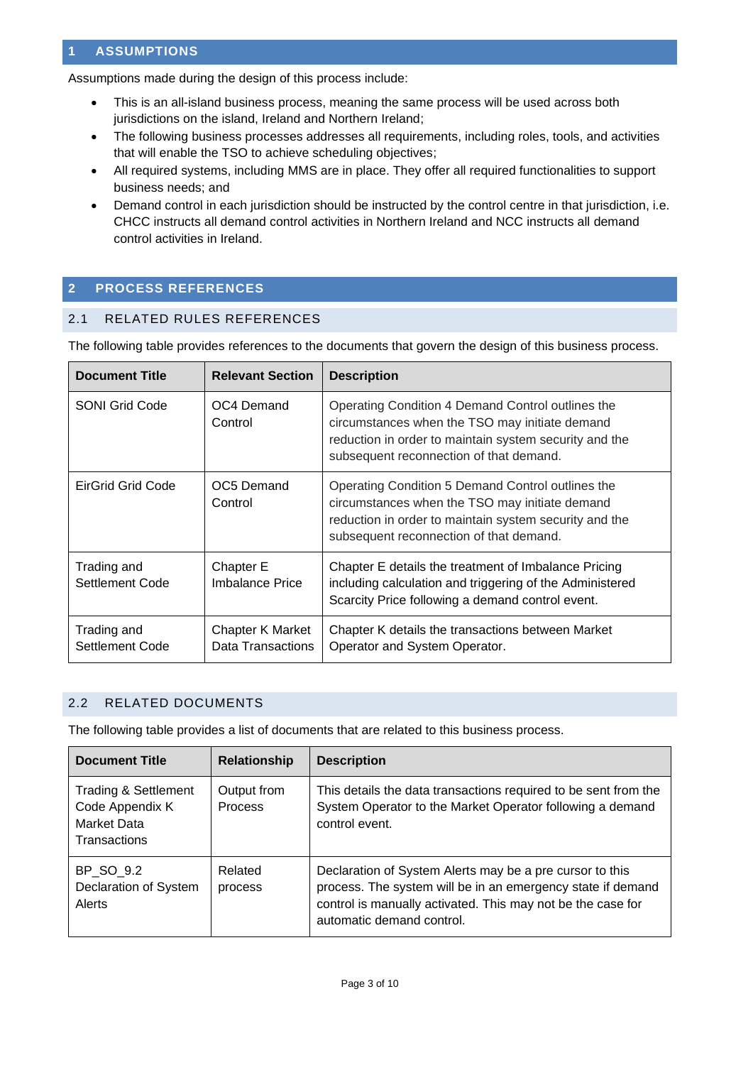# 1 ASSUMPTIONS

Assumptions made during the design of this process include:

- This is an all-island business process, meaning the same process will be used across both jurisdictions on the island, Ireland and Northern Ireland;
- The following business processes addresses all requirements, including roles, tools, and activities that will enable the TSO to achieve scheduling objectives;
- All required systems, including MMS are in place. They offer all required functionalities to support business needs; and
- Demand control in each jurisdiction should be instructed by the control centre in that jurisdiction, i.e. CHCC instructs all demand control activities in Northern Ireland and NCC instructs all demand control activities in Ireland.

# 2 PROCESS REFERENCES

## 2.1 RELATED RULES REFERENCES

The following table provides references to the documents that govern the design of this business process.

| Document Title | Relevant Section | Description |
|---|---|---|
| SONI Grid Code | OC4 Demand Control | Operating Condition 4 Demand Control outlines the circumstances when the TSO may initiate demand reduction in order to maintain system security and the subsequent reconnection of that demand. |
| EirGrid Grid Code | OC5 Demand Control | Operating Condition 5 Demand Control outlines the circumstances when the TSO may initiate demand reduction in order to maintain system security and the subsequent reconnection of that demand. |
| Trading and Settlement Code | Chapter E Imbalance Price | Chapter E details the treatment of Imbalance Pricing including calculation and triggering of the Administered Scarcity Price following a demand control event. |
| Trading and Settlement Code | Chapter K Market Data Transactions | Chapter K details the transactions between Market Operator and System Operator. |

## 2.2 RELATED DOCUMENTS

The following table provides a list of documents that are related to this business process.

| Document Title | Relationship | Description |
|---|---|---|
| Trading & Settlement Code Appendix K Market Data Transactions | Output from Process | This details the data transactions required to be sent from the System Operator to the Market Operator following a demand control event. |
| BP_SO_9.2 Declaration of System Alerts | Related process | Declaration of System Alerts may be a pre cursor to this process. The system will be in an emergency state if demand control is manually activated. This may not be the case for automatic demand control. |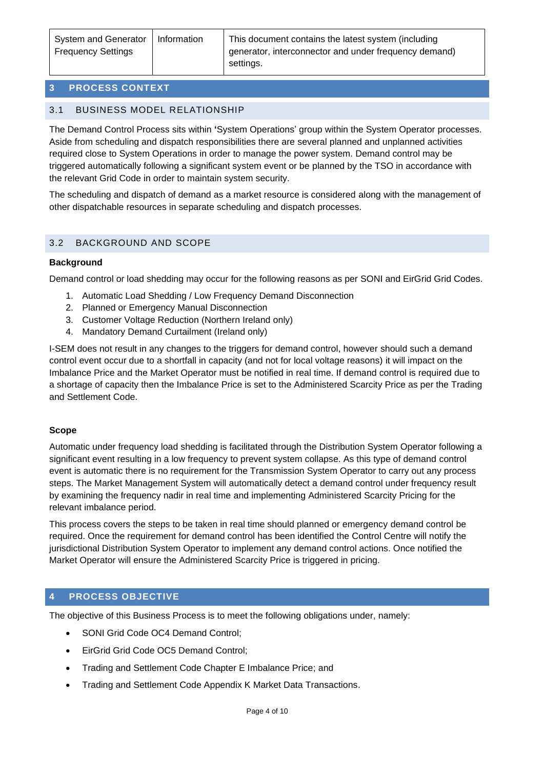| System and Generator Frequency Settings | Information | This document contains the latest system (including generator, interconnector and under frequency demand) settings. |
|---|---|---|

## 3 PROCESS CONTEXT

### 3.1 BUSINESS MODEL RELATIONSHIP

The Demand Control Process sits within 'System Operations' group within the System Operator processes. Aside from scheduling and dispatch responsibilities there are several planned and unplanned activities required close to System Operations in order to manage the power system. Demand control may be triggered automatically following a significant system event or be planned by the TSO in accordance with the relevant Grid Code in order to maintain system security.

The scheduling and dispatch of demand as a market resource is considered along with the management of other dispatchable resources in separate scheduling and dispatch processes.

### 3.2 BACKGROUND AND SCOPE

**Background**

Demand control or load shedding may occur for the following reasons as per SONI and EirGrid Grid Codes.

1. Automatic Load Shedding / Low Frequency Demand Disconnection
2. Planned or Emergency Manual Disconnection
3. Customer Voltage Reduction (Northern Ireland only)
4. Mandatory Demand Curtailment (Ireland only)

I-SEM does not result in any changes to the triggers for demand control, however should such a demand control event occur due to a shortfall in capacity (and not for local voltage reasons) it will impact on the Imbalance Price and the Market Operator must be notified in real time. If demand control is required due to a shortage of capacity then the Imbalance Price is set to the Administered Scarcity Price as per the Trading and Settlement Code.

**Scope**

Automatic under frequency load shedding is facilitated through the Distribution System Operator following a significant event resulting in a low frequency to prevent system collapse. As this type of demand control event is automatic there is no requirement for the Transmission System Operator to carry out any process steps. The Market Management System will automatically detect a demand control under frequency result by examining the frequency nadir in real time and implementing Administered Scarcity Pricing for the relevant imbalance period.

This process covers the steps to be taken in real time should planned or emergency demand control be required. Once the requirement for demand control has been identified the Control Centre will notify the jurisdictional Distribution System Operator to implement any demand control actions. Once notified the Market Operator will ensure the Administered Scarcity Price is triggered in pricing.

## 4 PROCESS OBJECTIVE

The objective of this Business Process is to meet the following obligations under, namely:

- SONI Grid Code OC4 Demand Control;
- EirGrid Grid Code OC5 Demand Control;
- Trading and Settlement Code Chapter E Imbalance Price; and
- Trading and Settlement Code Appendix K Market Data Transactions.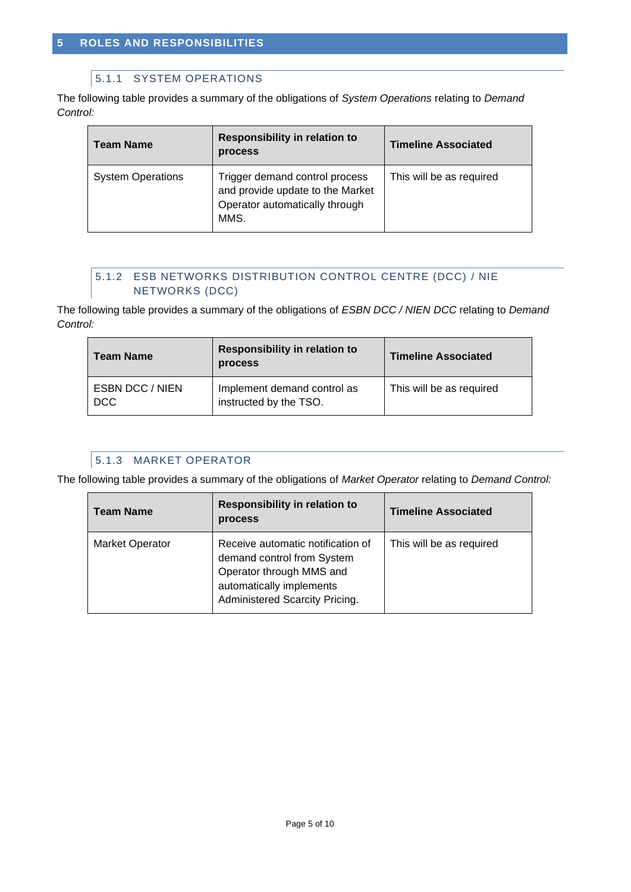# 5 ROLES AND RESPONSIBILITIES

### 5.1.1 SYSTEM OPERATIONS

The following table provides a summary of the obligations of *System Operations* relating to *Demand Control:*

| Team Name | Responsibility in relation to process | Timeline Associated |
|---|---|---|
| System Operations | Trigger demand control process and provide update to the Market Operator automatically through MMS. | This will be as required |

### 5.1.2 ESB NETWORKS DISTRIBUTION CONTROL CENTRE (DCC) / NIE NETWORKS (DCC)

The following table provides a summary of the obligations of *ESBN DCC / NIEN DCC* relating to *Demand Control:*

| Team Name | Responsibility in relation to process | Timeline Associated |
|---|---|---|
| ESBN DCC / NIEN DCC | Implement demand control as instructed by the TSO. | This will be as required |

### 5.1.3 MARKET OPERATOR

The following table provides a summary of the obligations of *Market Operator* relating to *Demand Control:*

| Team Name | Responsibility in relation to process | Timeline Associated |
|---|---|---|
| Market Operator | Receive automatic notification of demand control from System Operator through MMS and automatically implements Administered Scarcity Pricing. | This will be as required |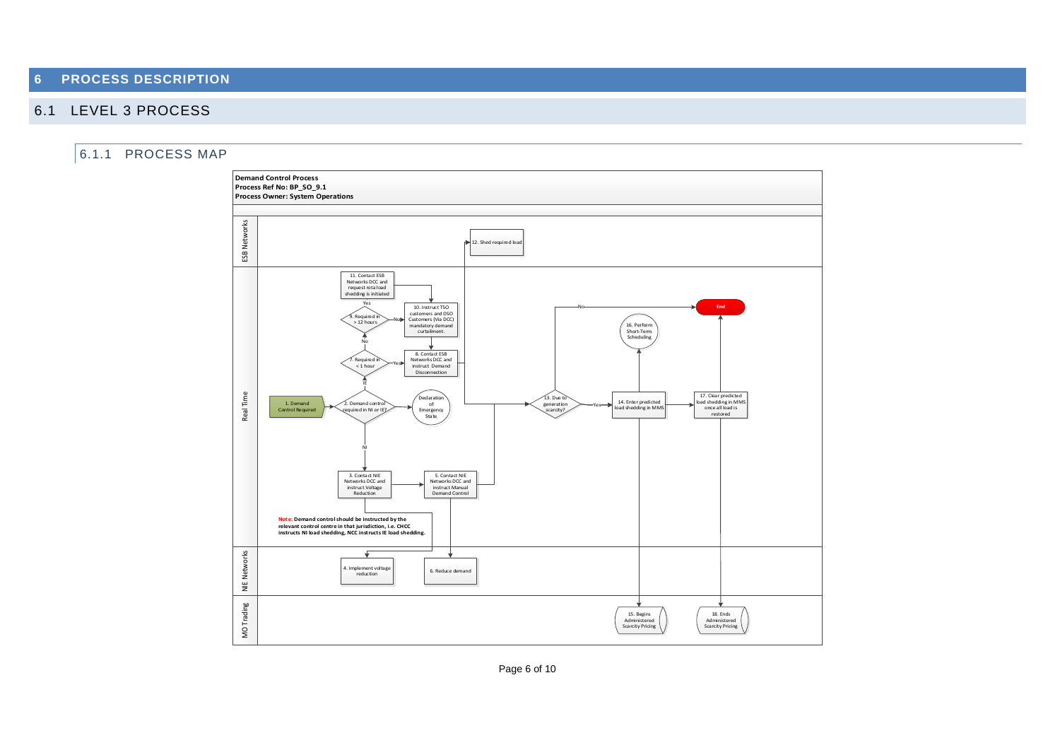# 6 PROCESS DESCRIPTION

## 6.1 LEVEL 3 PROCESS

### 6.1.1 PROCESS MAP

**Demand Control Process**
**Process Ref No: BP_SO_9.1**
**Process Owner: System Operations**

ESB Networks

12. Shed required load

Real Time

11. Contact ESB Networks DCC and request rota load shedding is initiated

Yes

9. Required in > 12 hours

No

10. Instruct TSO customers and DSO Customers (Via DCC) mandatory demand curtailment.

No

7. Required in < 1 hour

Yes

8. Contact ESB Networks DCC and instruct Demand Disconnection

IE

1. Demand Control Required

2. Demand control required in NI or IE?

Declaration of Emergency State

13. Due to generation scarcity?

No

Yes

End

16. Perform Short-Term Scheduling

14. Enter predicted load shedding in MMS

17. Clear predicted load shedding in MMS once all load is restored

NI

3. Contact NIE Networks DCC and instruct Voltage Reduction

5. Contact NIE Networks DCC and instruct Manual Demand Control

**Note: Demand control should be instructed by the relevant control centre in that jurisdiction, i.e. CHCC instructs NI load shedding, NCC instructs IE load shedding.**

NIE Networks

4. Implement voltage reduction

6. Reduce demand

MO Trading

15. Begins Administered Scarcity Pricing

18. Ends Administered Scarcity Pricing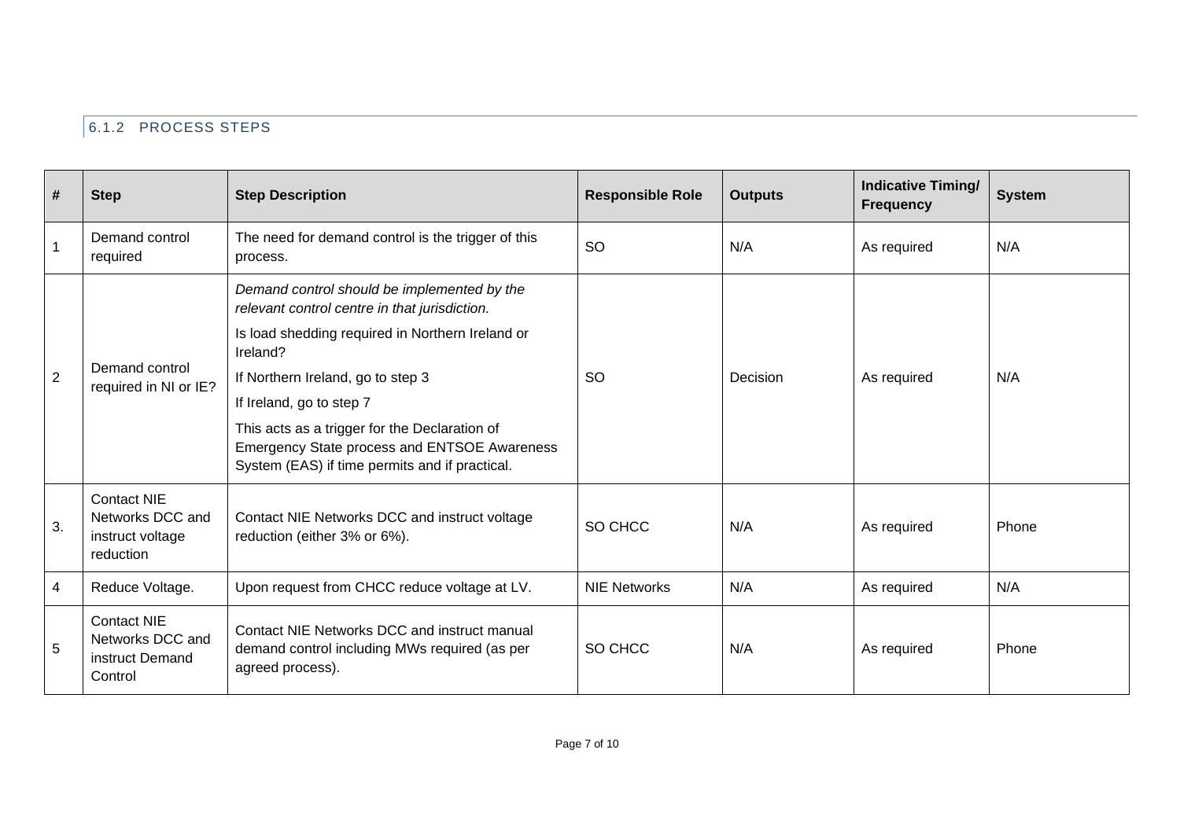### 6.1.2 PROCESS STEPS

| # | Step | Step Description | Responsible Role | Outputs | Indicative Timing/ Frequency | System |
|---|---|---|---|---|---|---|
| 1 | Demand control required | The need for demand control is the trigger of this process. | SO | N/A | As required | N/A |
| 2 | Demand control required in NI or IE? | *Demand control should be implemented by the relevant control centre in that jurisdiction.*<br>Is load shedding required in Northern Ireland or Ireland?<br>If Northern Ireland, go to step 3<br>If Ireland, go to step 7<br>This acts as a trigger for the Declaration of Emergency State process and ENTSOE Awareness System (EAS) if time permits and if practical. | SO | Decision | As required | N/A |
| 3. | Contact NIE Networks DCC and instruct voltage reduction | Contact NIE Networks DCC and instruct voltage reduction (either 3% or 6%). | SO CHCC | N/A | As required | Phone |
| 4 | Reduce Voltage. | Upon request from CHCC reduce voltage at LV. | NIE Networks | N/A | As required | N/A |
| 5 | Contact NIE Networks DCC and instruct Demand Control | Contact NIE Networks DCC and instruct manual demand control including MWs required (as per agreed process). | SO CHCC | N/A | As required | Phone |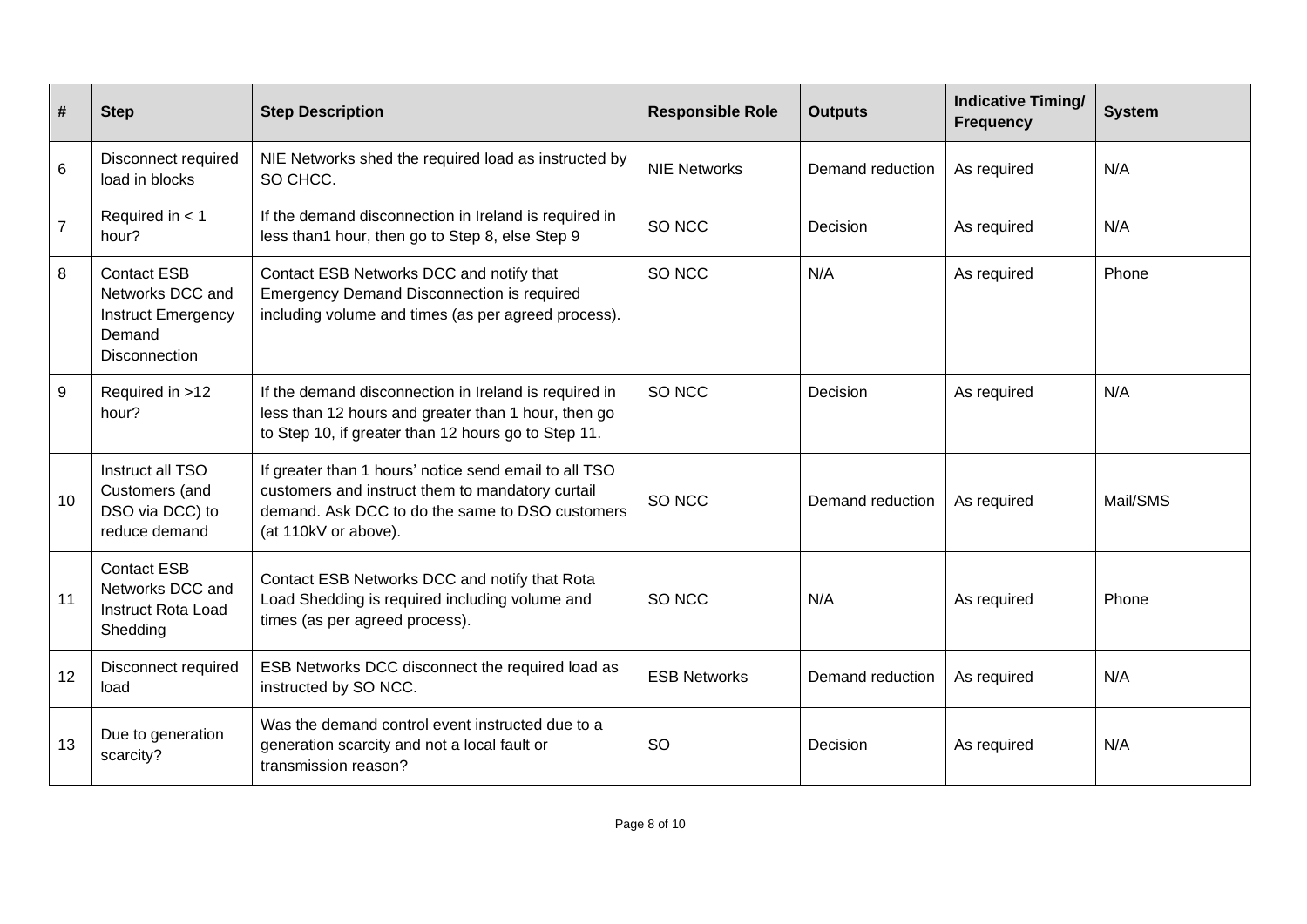| # | Step | Step Description | Responsible Role | Outputs | Indicative Timing/ Frequency | System |
|---|---|---|---|---|---|---|
| 6 | Disconnect required load in blocks | NIE Networks shed the required load as instructed by SO CHCC. | NIE Networks | Demand reduction | As required | N/A |
| 7 | Required in < 1 hour? | If the demand disconnection in Ireland is required in less than1 hour, then go to Step 8, else Step 9 | SO NCC | Decision | As required | N/A |
| 8 | Contact ESB Networks DCC and Instruct Emergency Demand Disconnection | Contact ESB Networks DCC and notify that Emergency Demand Disconnection is required including volume and times (as per agreed process). | SO NCC | N/A | As required | Phone |
| 9 | Required in >12 hour? | If the demand disconnection in Ireland is required in less than 12 hours and greater than 1 hour, then go to Step 10, if greater than 12 hours go to Step 11. | SO NCC | Decision | As required | N/A |
| 10 | Instruct all TSO Customers (and DSO via DCC) to reduce demand | If greater than 1 hours' notice send email to all TSO customers and instruct them to mandatory curtail demand. Ask DCC to do the same to DSO customers (at 110kV or above). | SO NCC | Demand reduction | As required | Mail/SMS |
| 11 | Contact ESB Networks DCC and Instruct Rota Load Shedding | Contact ESB Networks DCC and notify that Rota Load Shedding is required including volume and times (as per agreed process). | SO NCC | N/A | As required | Phone |
| 12 | Disconnect required load | ESB Networks DCC disconnect the required load as instructed by SO NCC. | ESB Networks | Demand reduction | As required | N/A |
| 13 | Due to generation scarcity? | Was the demand control event instructed due to a generation scarcity and not a local fault or transmission reason? | SO | Decision | As required | N/A |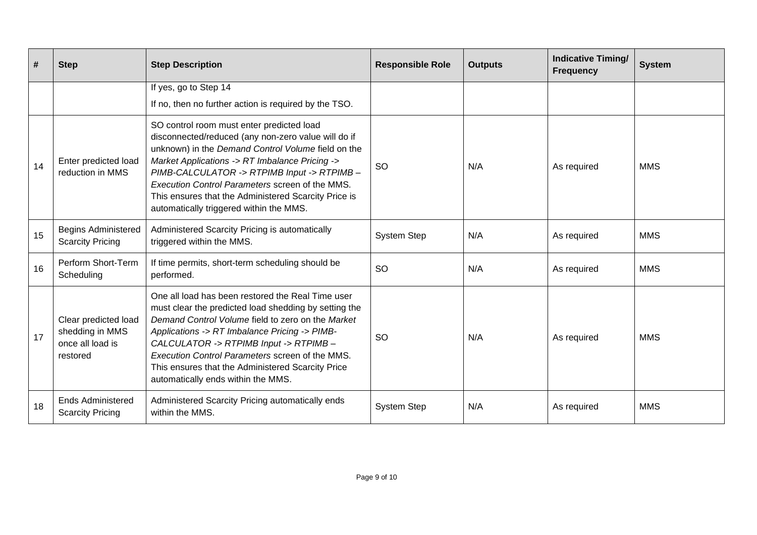| # | Step | Step Description | Responsible Role | Outputs | Indicative Timing/ Frequency | System |
|---|---|---|---|---|---|---|
| | | If yes, go to Step 14<br><br>If no, then no further action is required by the TSO. | | | | |
| 14 | Enter predicted load reduction in MMS | SO control room must enter predicted load disconnected/reduced (any non-zero value will do if unknown) in the *Demand Control Volume* field on the *Market Applications -> RT Imbalance Pricing -> PIMB-CALCULATOR -> RTPIMB Input -> RTPIMB – Execution Control Parameters* screen of the MMS. This ensures that the Administered Scarcity Price is automatically triggered within the MMS. | SO | N/A | As required | MMS |
| 15 | Begins Administered Scarcity Pricing | Administered Scarcity Pricing is automatically triggered within the MMS. | System Step | N/A | As required | MMS |
| 16 | Perform Short-Term Scheduling | If time permits, short-term scheduling should be performed. | SO | N/A | As required | MMS |
| 17 | Clear predicted load shedding in MMS once all load is restored | One all load has been restored the Real Time user must clear the predicted load shedding by setting the *Demand Control Volume* field to zero on the *Market Applications -> RT Imbalance Pricing -> PIMB-CALCULATOR -> RTPIMB Input -> RTPIMB – Execution Control Parameters* screen of the MMS. This ensures that the Administered Scarcity Price automatically ends within the MMS. | SO | N/A | As required | MMS |
| 18 | Ends Administered Scarcity Pricing | Administered Scarcity Pricing automatically ends within the MMS. | System Step | N/A | As required | MMS |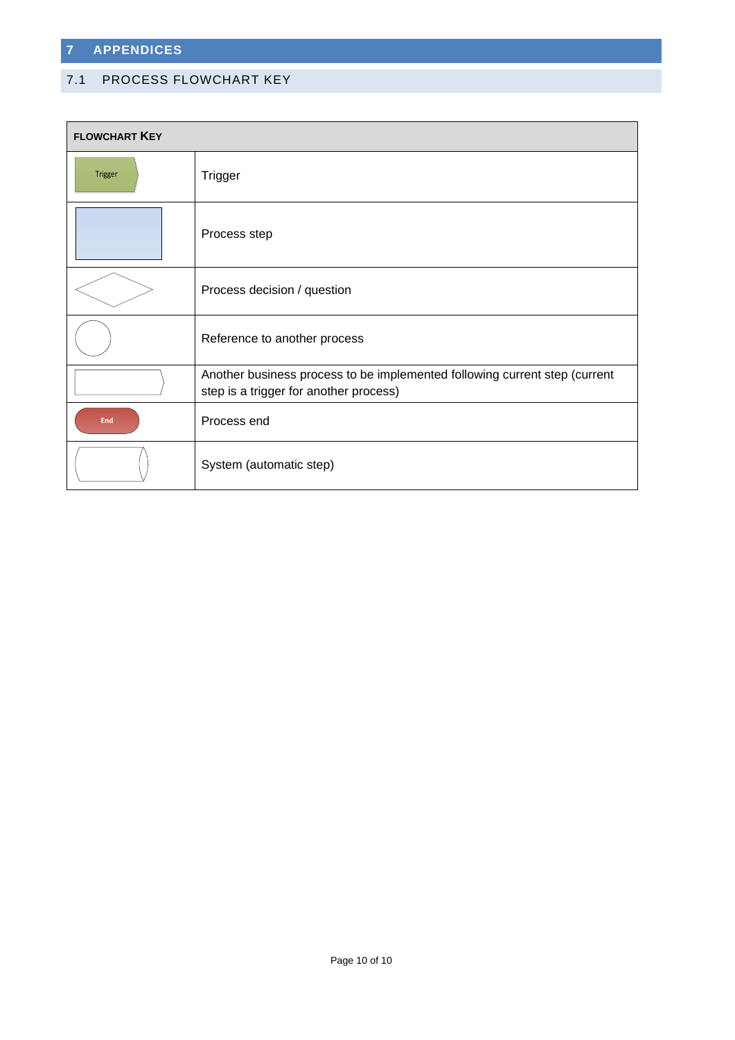# 7 APPENDICES

## 7.1 PROCESS FLOWCHART KEY

| FLOWCHART KEY | |
|---|---|
| Trigger | Trigger |
| | Process step |
| | Process decision / question |
| | Reference to another process |
| | Another business process to be implemented following current step (current step is a trigger for another process) |
| End | Process end |
| | System (automatic step) |